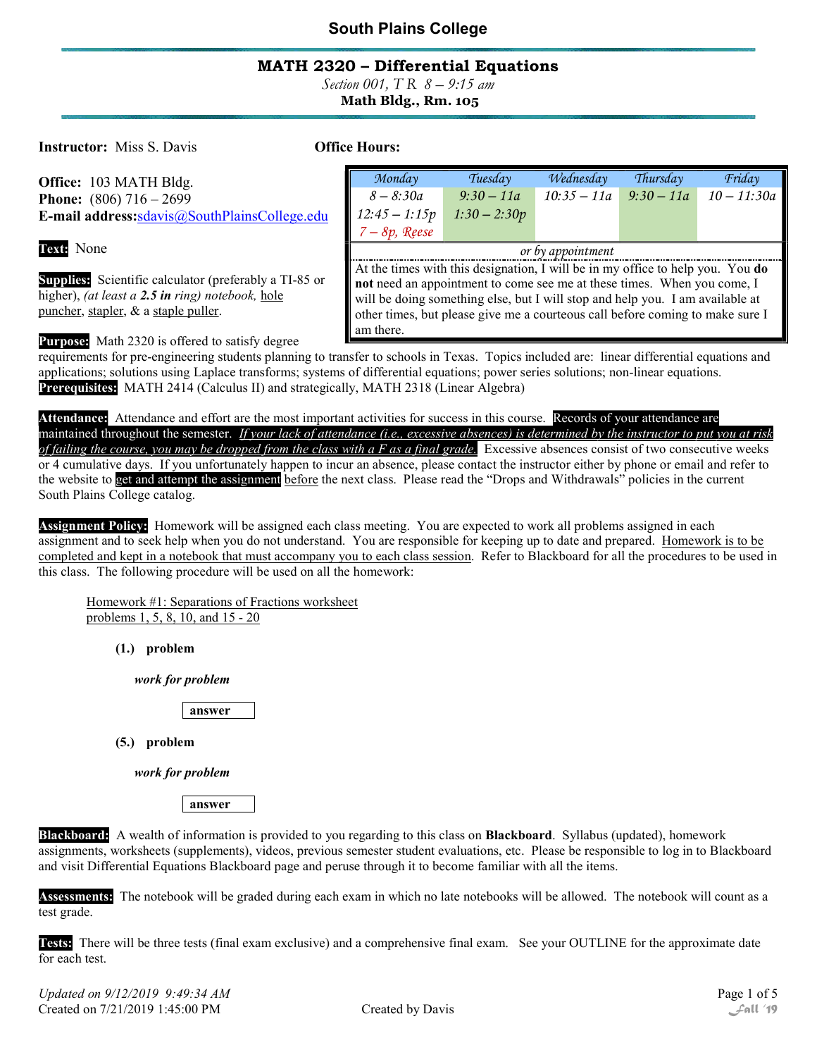# South Plains College

## MATH 2320 – Differential Equations

*Section 001, T R 8 – 9:15 am*

**Math Bldg., Rm. 105**

**Instructor:** Miss S. Davis

**Office:** 103 MATH Bldg.
**Phone:** (806) 716 – 2699
**E-mail address:** sdavis@SouthPlainsCollege.edu

**Office Hours:**

| Monday | Tuesday | Wednesday | Thursday | Friday |
|---|---|---|---|---|
| 8 – 8:30a | 9:30 – 11a | 10:35 – 11a | 9:30 – 11a | 10 – 11:30a |
| 12:45 – 1:15p | 1:30 – 2:30p | | | |
| 7 – 8p, Reese | | | | |

*or by appointment*

At the times with this designation, I will be in my office to help you. You **do not** need an appointment to come see me at these times. When you come, I will be doing something else, but I will stop and help you. I am available at other times, but please give me a courteous call before coming to make sure I am there.

**Text:** None

**Supplies:** Scientific calculator (preferably a TI-85 or higher), *(at least a **2.5 in** ring)* notebook, hole puncher, stapler, & a staple puller.

**Purpose:** Math 2320 is offered to satisfy degree requirements for pre-engineering students planning to transfer to schools in Texas. Topics included are: linear differential equations and applications; solutions using Laplace transforms; systems of differential equations; power series solutions; non-linear equations.

**Prerequisites:** MATH 2414 (Calculus II) and strategically, MATH 2318 (Linear Algebra)

**Attendance:** Attendance and effort are the most important activities for success in this course. **Records of your attendance are maintained throughout the semester.** ***If your lack of attendance (i.e., excessive absences) is determined by the instructor to put you at risk of failing the course, you may be dropped from the class with a F as a final grade.*** Excessive absences consist of two consecutive weeks or 4 cumulative days. If you unfortunately happen to incur an absence, please contact the instructor either by phone or email and refer to the website to **get and attempt the assignment** before the next class. Please read the "Drops and Withdrawals" policies in the current South Plains College catalog.

**Assignment Policy:** Homework will be assigned each class meeting. You are expected to work all problems assigned in each assignment and to seek help when you do not understand. You are responsible for keeping up to date and prepared. Homework is to be completed and kept in a notebook that must accompany you to each class session. Refer to Blackboard for all the procedures to be used in this class. The following procedure will be used on all the homework:

> Homework #1: Separations of Fractions worksheet
> problems 1, 5, 8, 10, and 15 - 20
>
> **(1.) problem**
>
> ***work for problem***
>
> **answer**
>
> **(5.) problem**
>
> ***work for problem***
>
> **answer**

**Blackboard:** A wealth of information is provided to you regarding to this class on **Blackboard**. Syllabus (updated), homework assignments, worksheets (supplements), videos, previous semester student evaluations, etc. Please be responsible to log in to Blackboard and visit Differential Equations Blackboard page and peruse through it to become familiar with all the items.

**Assessments:** The notebook will be graded during each exam in which no late notebooks will be allowed. The notebook will count as a test grade.

**Tests:** There will be three tests (final exam exclusive) and a comprehensive final exam. See your OUTLINE for the approximate date for each test.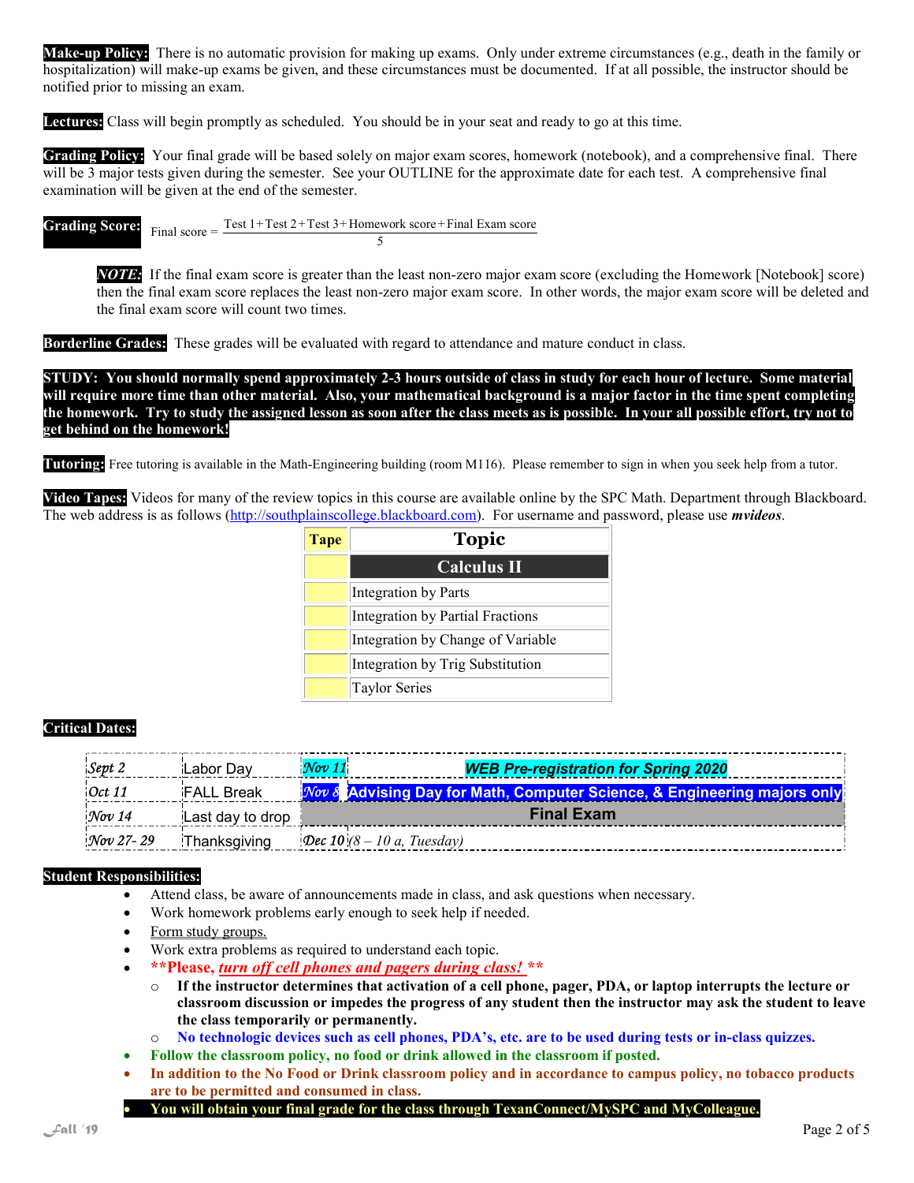**Make-up Policy:** There is no automatic provision for making up exams. Only under extreme circumstances (e.g., death in the family or hospitalization) will make-up exams be given, and these circumstances must be documented. If at all possible, the instructor should be notified prior to missing an exam.

**Lectures:** Class will begin promptly as scheduled. You should be in your seat and ready to go at this time.

**Grading Policy:** Your final grade will be based solely on major exam scores, homework (notebook), and a comprehensive final. There will be 3 major tests given during the semester. See your OUTLINE for the approximate date for each test. A comprehensive final examination will be given at the end of the semester.

**Grading Score:**

$$\text{Final score} = \frac{\text{Test 1} + \text{Test 2} + \text{Test 3} + \text{Homework score} + \text{Final Exam score}}{5}$$

> ***NOTE:*** If the final exam score is greater than the least non-zero major exam score (excluding the Homework [Notebook] score) then the final exam score replaces the least non-zero major exam score. In other words, the major exam score will be deleted and the final exam score will count two times.

**Borderline Grades:** These grades will be evaluated with regard to attendance and mature conduct in class.

**STUDY: You should normally spend approximately 2-3 hours outside of class in study for each hour of lecture. Some material will require more time than other material. Also, your mathematical background is a major factor in the time spent completing the homework. Try to study the assigned lesson as soon after the class meets as is possible. In your all possible effort, try not to get behind on the homework!**

**Tutoring:** Free tutoring is available in the Math-Engineering building (room M116). Please remember to sign in when you seek help from a tutor.

**Video Tapes:** Videos for many of the review topics in this course are available online by the SPC Math. Department through Blackboard. The web address is as follows (http://southplainscollege.blackboard.com). For username and password, please use ***mvideos***.

| Tape | Topic |
|---|---|
| | **Calculus II** |
| | Integration by Parts |
| | Integration by Partial Fractions |
| | Integration by Change of Variable |
| | Integration by Trig Substitution |
| | Taylor Series |

**Critical Dates:**

| | | | |
|---|---|---|---|
| *Sept 2* | Labor Day | *Nov 11* | ***WEB Pre-registration for Spring 2020*** |
| *Oct 11* | FALL Break | *Nov 8* | **Advising Day for Math, Computer Science, & Engineering majors only** |
| *Nov 14* | Last day to drop | | **Final Exam** |
| *Nov 27- 29* | Thanksgiving | *Dec 10* | *(8 – 10 a, Tuesday)* |

**Student Responsibilities:**

- Attend class, be aware of announcements made in class, and ask questions when necessary.
- Work homework problems early enough to seek help if needed.
- Form study groups.
- Work extra problems as required to understand each topic.
- **\*\*Please, *turn off cell phones and pagers during class!* \*\***
  - **If the instructor determines that activation of a cell phone, pager, PDA, or laptop interrupts the lecture or classroom discussion or impedes the progress of any student then the instructor may ask the student to leave the class temporarily or permanently.**
  - **No technologic devices such as cell phones, PDA's, etc. are to be used during tests or in-class quizzes.**
- **Follow the classroom policy, no food or drink allowed in the classroom if posted.**
- **In addition to the No Food or Drink classroom policy and in accordance to campus policy, no tobacco products are to be permitted and consumed in class.**
- **You will obtain your final grade for the class through TexanConnect/MySPC and MyColleague.**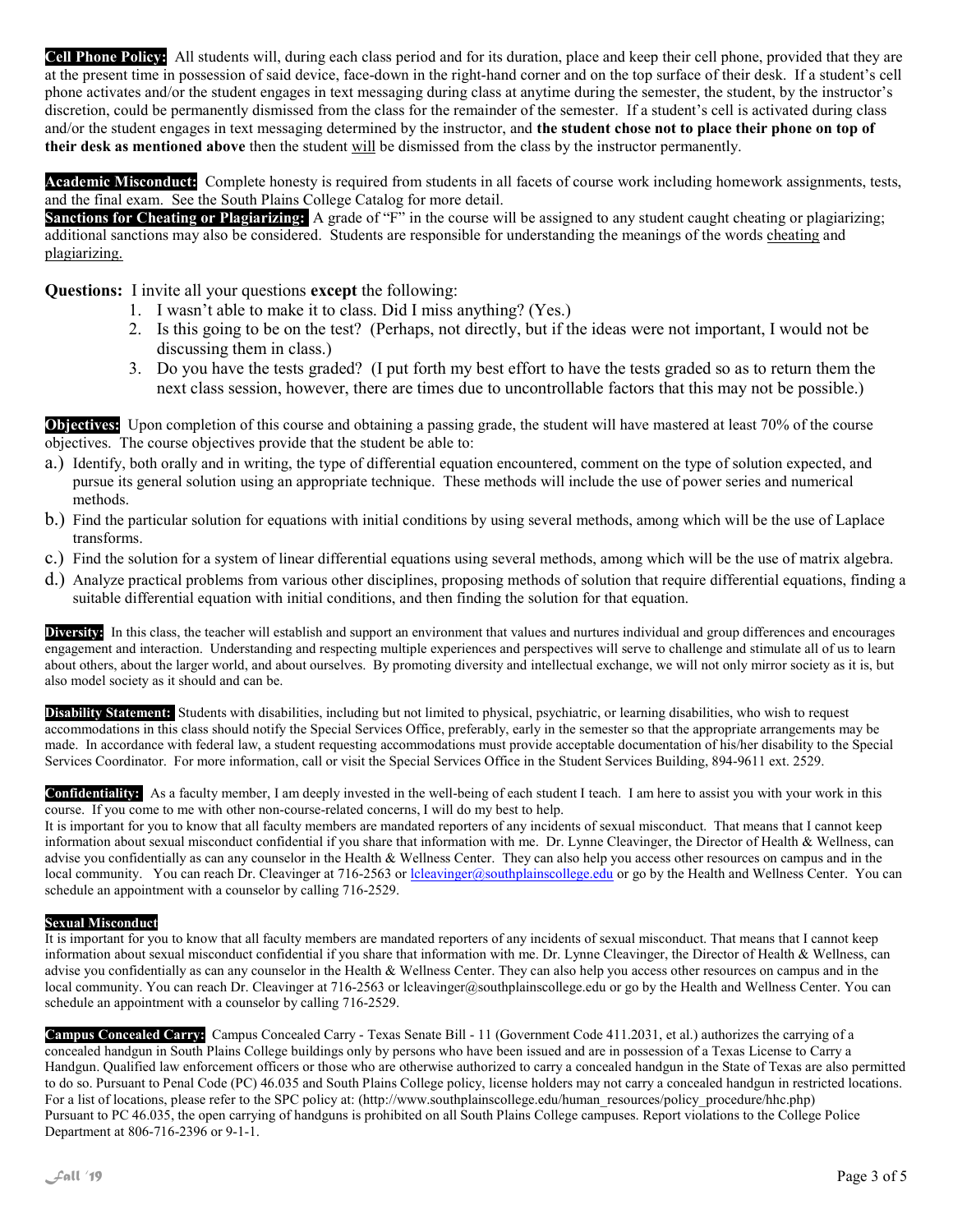**Cell Phone Policy:** All students will, during each class period and for its duration, place and keep their cell phone, provided that they are at the present time in possession of said device, face-down in the right-hand corner and on the top surface of their desk. If a student's cell phone activates and/or the student engages in text messaging during class at anytime during the semester, the student, by the instructor's discretion, could be permanently dismissed from the class for the remainder of the semester. If a student's cell is activated during class and/or the student engages in text messaging determined by the instructor, and **the student chose not to place their phone on top of their desk as mentioned above** then the student <u>will</u> be dismissed from the class by the instructor permanently.

**Academic Misconduct:** Complete honesty is required from students in all facets of course work including homework assignments, tests, and the final exam. See the South Plains College Catalog for more detail.
**Sanctions for Cheating or Plagiarizing:** A grade of "F" in the course will be assigned to any student caught cheating or plagiarizing; additional sanctions may also be considered. Students are responsible for understanding the meanings of the words <u>cheating</u> and <u>plagiarizing.</u>

**Questions:** I invite all your questions **except** the following:

1. I wasn't able to make it to class. Did I miss anything? (Yes.)
2. Is this going to be on the test? (Perhaps, not directly, but if the ideas were not important, I would not be discussing them in class.)
3. Do you have the tests graded? (I put forth my best effort to have the tests graded so as to return them the next class session, however, there are times due to uncontrollable factors that this may not be possible.)

**Objectives:** Upon completion of this course and obtaining a passing grade, the student will have mastered at least 70% of the course objectives. The course objectives provide that the student be able to:

a.) Identify, both orally and in writing, the type of differential equation encountered, comment on the type of solution expected, and pursue its general solution using an appropriate technique. These methods will include the use of power series and numerical methods.
b.) Find the particular solution for equations with initial conditions by using several methods, among which will be the use of Laplace transforms.
c.) Find the solution for a system of linear differential equations using several methods, among which will be the use of matrix algebra.
d.) Analyze practical problems from various other disciplines, proposing methods of solution that require differential equations, finding a suitable differential equation with initial conditions, and then finding the solution for that equation.

**Diversity:** In this class, the teacher will establish and support an environment that values and nurtures individual and group differences and encourages engagement and interaction. Understanding and respecting multiple experiences and perspectives will serve to challenge and stimulate all of us to learn about others, about the larger world, and about ourselves. By promoting diversity and intellectual exchange, we will not only mirror society as it is, but also model society as it should and can be.

**Disability Statement:** Students with disabilities, including but not limited to physical, psychiatric, or learning disabilities, who wish to request accommodations in this class should notify the Special Services Office, preferably, early in the semester so that the appropriate arrangements may be made. In accordance with federal law, a student requesting accommodations must provide acceptable documentation of his/her disability to the Special Services Coordinator. For more information, call or visit the Special Services Office in the Student Services Building, 894-9611 ext. 2529.

**Confidentiality:** As a faculty member, I am deeply invested in the well-being of each student I teach. I am here to assist you with your work in this course. If you come to me with other non-course-related concerns, I will do my best to help.
It is important for you to know that all faculty members are mandated reporters of any incidents of sexual misconduct. That means that I cannot keep information about sexual misconduct confidential if you share that information with me. Dr. Lynne Cleavinger, the Director of Health & Wellness, can advise you confidentially as can any counselor in the Health & Wellness Center. They can also help you access other resources on campus and in the local community. You can reach Dr. Cleavinger at 716-2563 or lcleavinger@southplainscollege.edu or go by the Health and Wellness Center. You can schedule an appointment with a counselor by calling 716-2529.

**Sexual Misconduct**
It is important for you to know that all faculty members are mandated reporters of any incidents of sexual misconduct. That means that I cannot keep information about sexual misconduct confidential if you share that information with me. Dr. Lynne Cleavinger, the Director of Health & Wellness, can advise you confidentially as can any counselor in the Health & Wellness Center. They can also help you access other resources on campus and in the local community. You can reach Dr. Cleavinger at 716-2563 or lcleavinger@southplainscollege.edu or go by the Health and Wellness Center. You can schedule an appointment with a counselor by calling 716-2529.

**Campus Concealed Carry:** Campus Concealed Carry - Texas Senate Bill - 11 (Government Code 411.2031, et al.) authorizes the carrying of a concealed handgun in South Plains College buildings only by persons who have been issued and are in possession of a Texas License to Carry a Handgun. Qualified law enforcement officers or those who are otherwise authorized to carry a concealed handgun in the State of Texas are also permitted to do so. Pursuant to Penal Code (PC) 46.035 and South Plains College policy, license holders may not carry a concealed handgun in restricted locations. For a list of locations, please refer to the SPC policy at: (http://www.southplainscollege.edu/human_resources/policy_procedure/hhc.php)
Pursuant to PC 46.035, the open carrying of handguns is prohibited on all South Plains College campuses. Report violations to the College Police Department at 806-716-2396 or 9-1-1.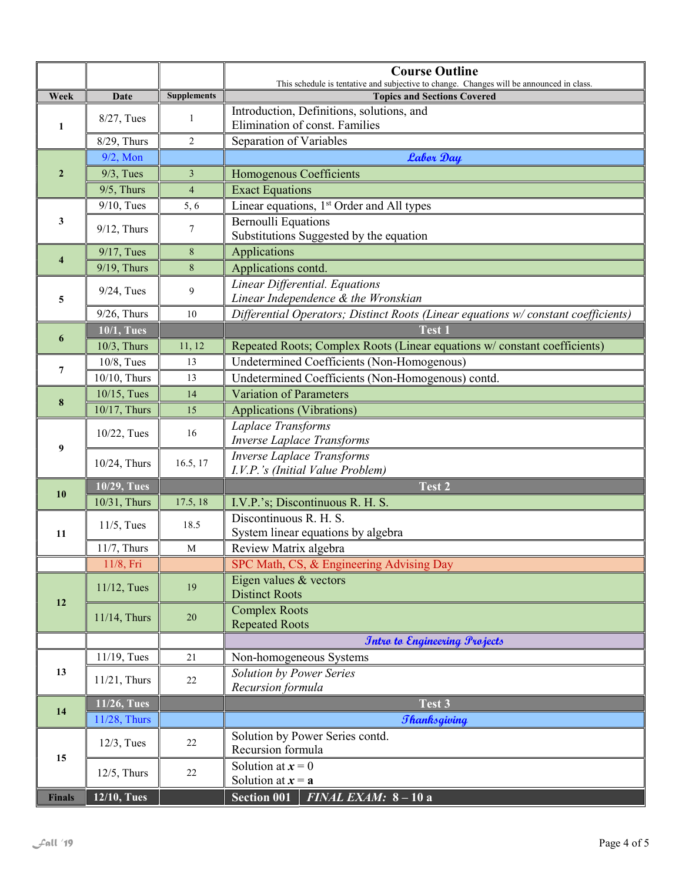# Course Outline

This schedule is tentative and subjective to change. Changes will be announced in class.

| Week | Date | Supplements | Topics and Sections Covered |
|---|---|---|---|
| 1 | 8/27, Tues | 1 | Introduction, Definitions, solutions, and Elimination of const. Families |
| | 8/29, Thurs | 2 | Separation of Variables |
| 2 | 9/2, Mon | | *Labor Day* |
| | 9/3, Tues | 3 | Homogenous Coefficients |
| | 9/5, Thurs | 4 | Exact Equations |
| 3 | 9/10, Tues | 5, 6 | Linear equations, 1st Order and All types |
| | 9/12, Thurs | 7 | Bernoulli Equations<br>Substitutions Suggested by the equation |
| 4 | 9/17, Tues | 8 | Applications |
| | 9/19, Thurs | 8 | Applications contd. |
| 5 | 9/24, Tues | 9 | *Linear Differential. Equations*<br>*Linear Independence & the Wronskian* |
| | 9/26, Thurs | 10 | *Differential Operators; Distinct Roots (Linear equations w/ constant coefficients)* |
| 6 | **10/1, Tues** | | **Test 1** |
| | 10/3, Thurs | 11, 12 | Repeated Roots; Complex Roots (Linear equations w/ constant coefficients) |
| 7 | 10/8, Tues | 13 | Undetermined Coefficients (Non-Homogenous) |
| | 10/10, Thurs | 13 | Undetermined Coefficients (Non-Homogenous) contd. |
| 8 | 10/15, Tues | 14 | Variation of Parameters |
| | 10/17, Thurs | 15 | Applications (Vibrations) |
| 9 | 10/22, Tues | 16 | *Laplace Transforms*<br>*Inverse Laplace Transforms* |
| | 10/24, Thurs | 16.5, 17 | *Inverse Laplace Transforms*<br>*I.V.P.'s (Initial Value Problem)* |
| 10 | **10/29, Tues** | | **Test 2** |
| | 10/31, Thurs | 17.5, 18 | I.V.P.'s; Discontinuous R. H. S. |
| 11 | 11/5, Tues | 18.5 | Discontinuous R. H. S.<br>System linear equations by algebra |
| | 11/7, Thurs | M | Review Matrix algebra |
| | 11/8, Fri | | SPC Math, CS, & Engineering Advising Day |
| 12 | 11/12, Tues | 19 | Eigen values & vectors<br>Distinct Roots |
| | 11/14, Thurs | 20 | Complex Roots<br>Repeated Roots |
| | | | *Intro to Engineering Projects* |
| 13 | 11/19, Tues | 21 | Non-homogeneous Systems |
| | 11/21, Thurs | 22 | *Solution by Power Series*<br>*Recursion formula* |
| 14 | **11/26, Tues** | | **Test 3** |
| | 11/28, Thurs | | *Thanksgiving* |
| 15 | 12/3, Tues | 22 | Solution by Power Series contd.<br>Recursion formula |
| | 12/5, Thurs | 22 | Solution at $x = 0$<br>Solution at $x = \mathbf{a}$ |
| **Finals** | **12/10, Tues** | | **Section 001** ***FINAL EXAM:* 8 – 10 a** |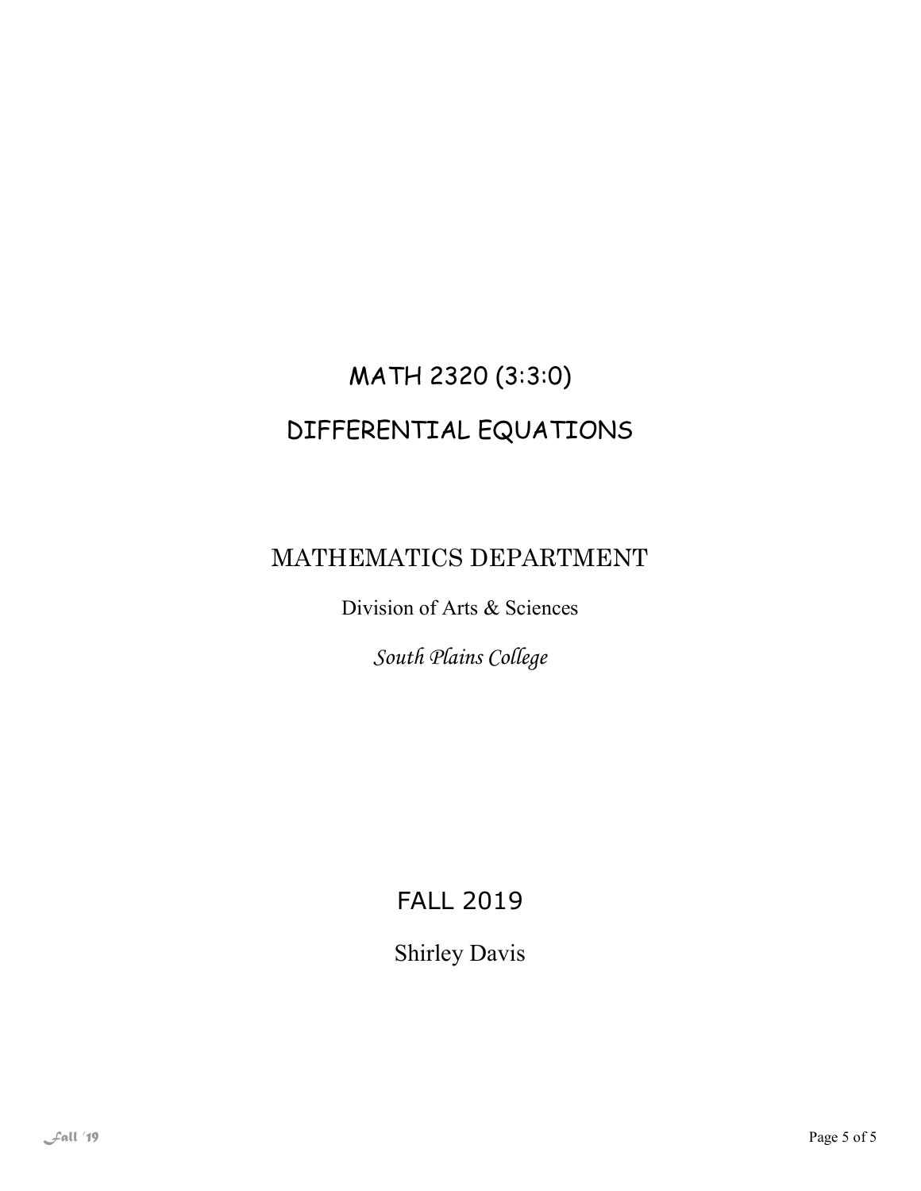# MATH 2320 (3:3:0)

# DIFFERENTIAL EQUATIONS

## MATHEMATICS DEPARTMENT

Division of Arts & Sciences

*South Plains College*

FALL 2019

Shirley Davis